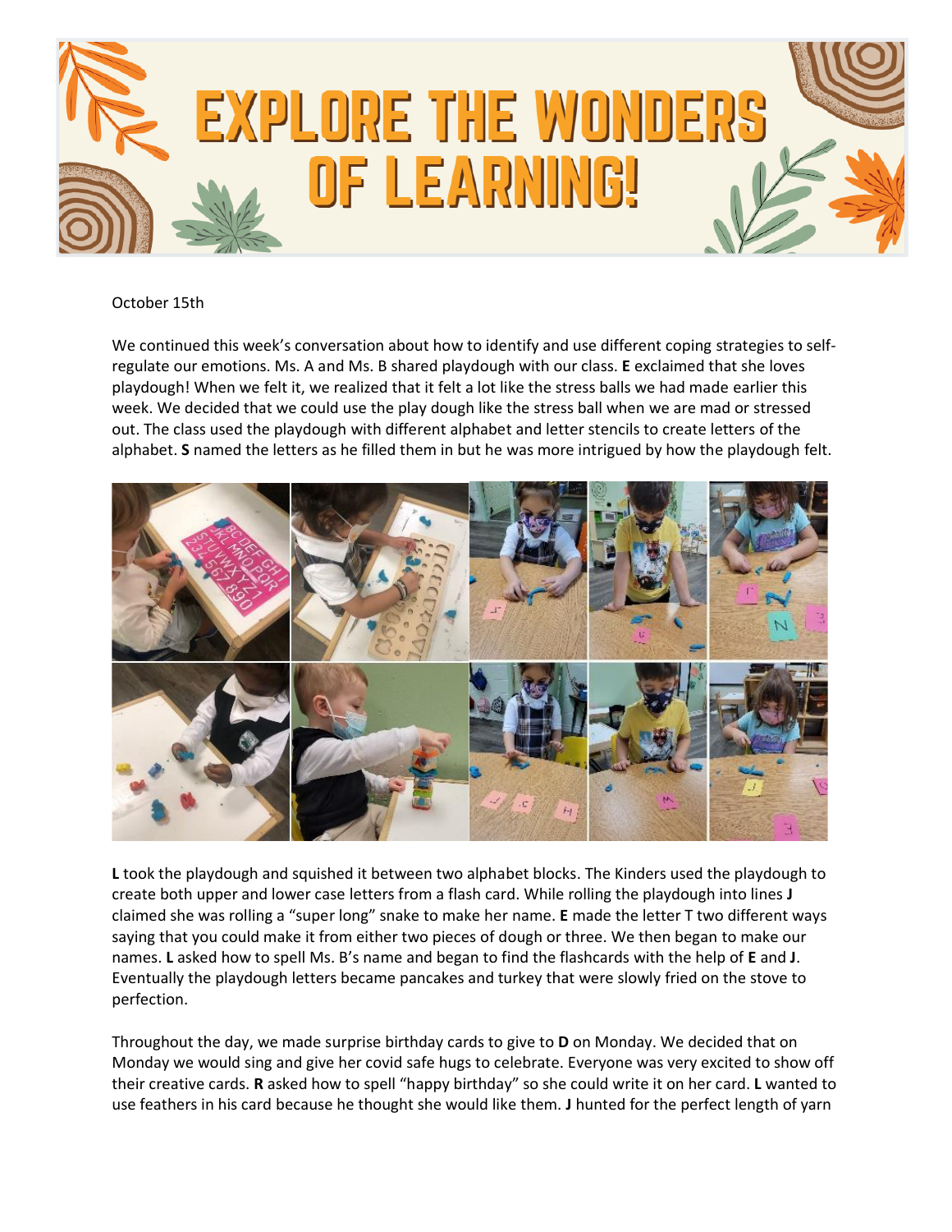# EXPLORE THE WONDERS OF LEARNING!

October 15th

We continued this week's conversation about how to identify and use different coping strategies to self-regulate our emotions. Ms. A and Ms. B shared playdough with our class. **E** exclaimed that she loves playdough! When we felt it, we realized that it felt a lot like the stress balls we had made earlier this week. We decided that we could use the play dough like the stress ball when we are mad or stressed out. The class used the playdough with different alphabet and letter stencils to create letters of the alphabet. **S** named the letters as he filled them in but he was more intrigued by how the playdough felt.

**L** took the playdough and squished it between two alphabet blocks. The Kinders used the playdough to create both upper and lower case letters from a flash card. While rolling the playdough into lines **J** claimed she was rolling a "super long" snake to make her name. **E** made the letter T two different ways saying that you could make it from either two pieces of dough or three. We then began to make our names. **L** asked how to spell Ms. B's name and began to find the flashcards with the help of **E** and **J**. Eventually the playdough letters became pancakes and turkey that were slowly fried on the stove to perfection.

Throughout the day, we made surprise birthday cards to give to **D** on Monday. We decided that on Monday we would sing and give her covid safe hugs to celebrate. Everyone was very excited to show off their creative cards. **R** asked how to spell "happy birthday" so she could write it on her card. **L** wanted to use feathers in his card because he thought she would like them. **J** hunted for the perfect length of yarn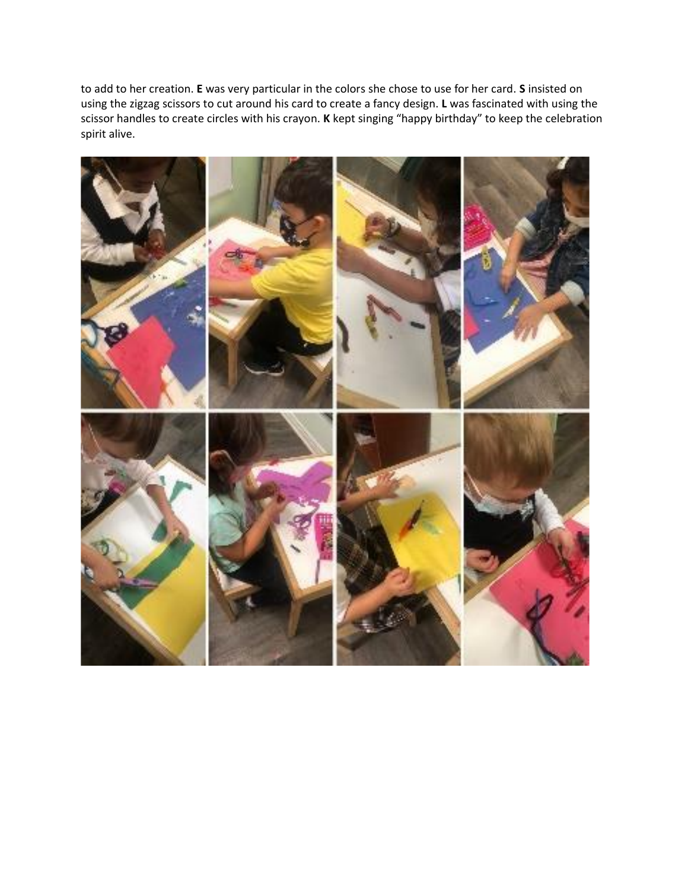to add to her creation. **E** was very particular in the colors she chose to use for her card. **S** insisted on using the zigzag scissors to cut around his card to create a fancy design. **L** was fascinated with using the scissor handles to create circles with his crayon. **K** kept singing "happy birthday" to keep the celebration spirit alive.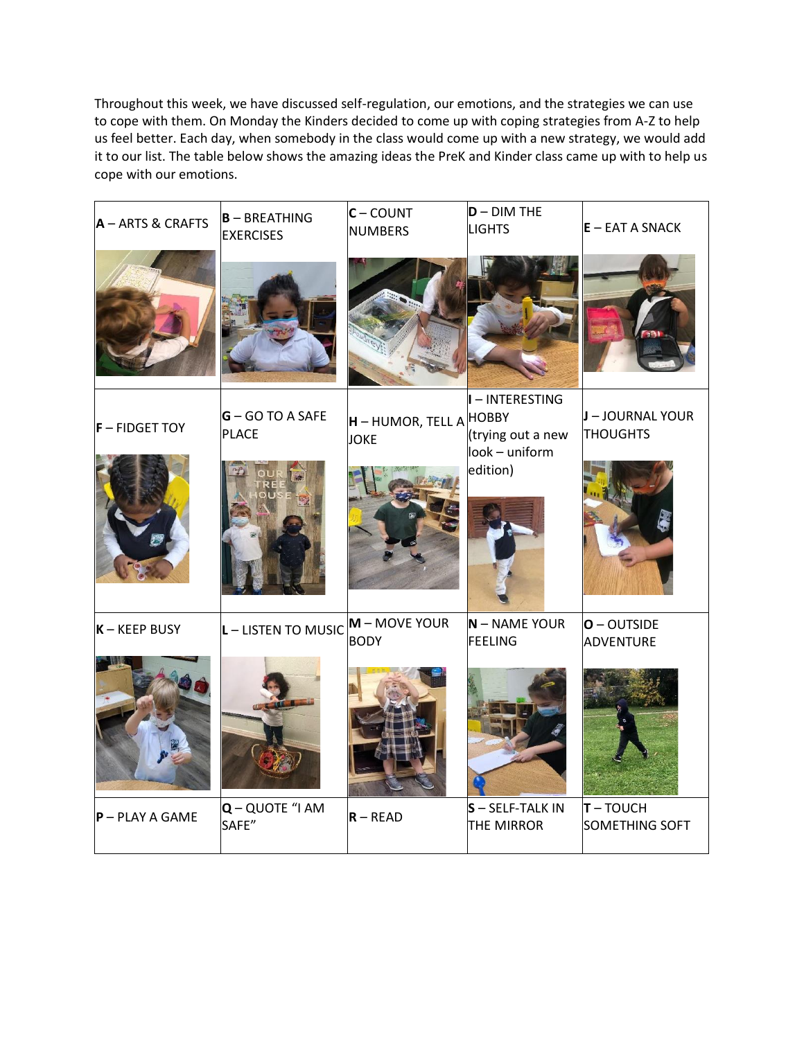Throughout this week, we have discussed self-regulation, our emotions, and the strategies we can use to cope with them. On Monday the Kinders decided to come up with coping strategies from A-Z to help us feel better. Each day, when somebody in the class would come up with a new strategy, we would add it to our list. The table below shows the amazing ideas the PreK and Kinder class came up with to help us cope with our emotions.

| | | | | |
|---|---|---|---|---|
| **A** – ARTS & CRAFTS | **B** – BREATHING EXERCISES | **C** – COUNT NUMBERS | **D** – DIM THE LIGHTS | **E** – EAT A SNACK |
| **F** – FIDGET TOY | **G** – GO TO A SAFE PLACE | **H** – HUMOR, TELL A JOKE | **I** – INTERESTING HOBBY (trying out a new look – uniform edition) | **J** – JOURNAL YOUR THOUGHTS |
| **K** – KEEP BUSY | **L** – LISTEN TO MUSIC | **M** – MOVE YOUR BODY | **N** – NAME YOUR FEELING | **O** – OUTSIDE ADVENTURE |
| **P** – PLAY A GAME | **Q** – QUOTE "I AM SAFE" | **R** – READ | **S** – SELF-TALK IN THE MIRROR | **T** – TOUCH SOMETHING SOFT |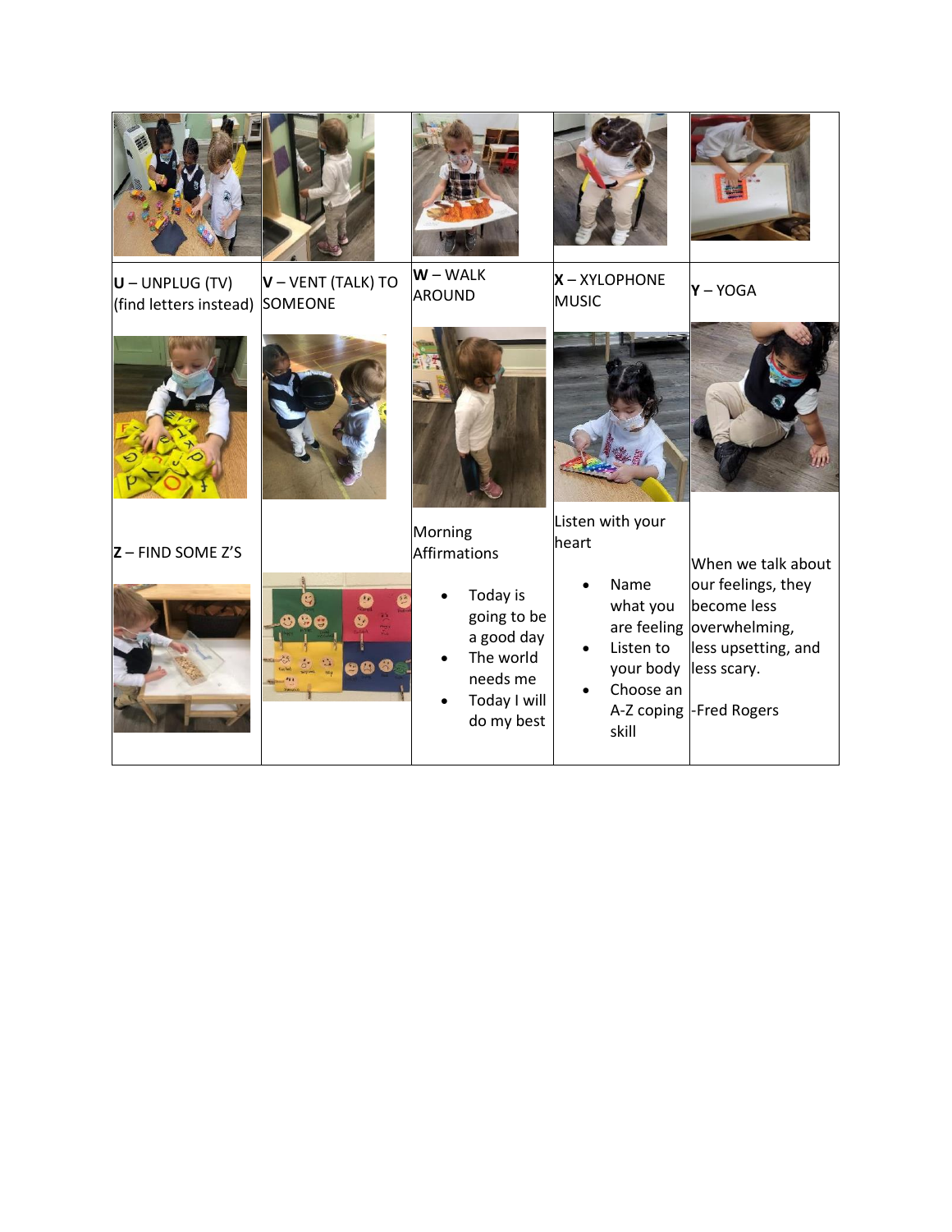| | | | | |
|---|---|---|---|---|
| **U** – UNPLUG (TV) (find letters instead) | **V** – VENT (TALK) TO SOMEONE | **W** – WALK AROUND | **X** – XYLOPHONE MUSIC | **Y** – YOGA |
| **Z** – FIND SOME Z'S | | Morning Affirmations<br>• Today is going to be a good day<br>• The world needs me<br>• Today I will do my best | Listen with your heart<br>• Name what you are feeling<br>• Listen to your body<br>• Choose an A-Z coping skill | When we talk about our feelings, they become less overwhelming, less upsetting, and less scary.<br><br>-Fred Rogers |